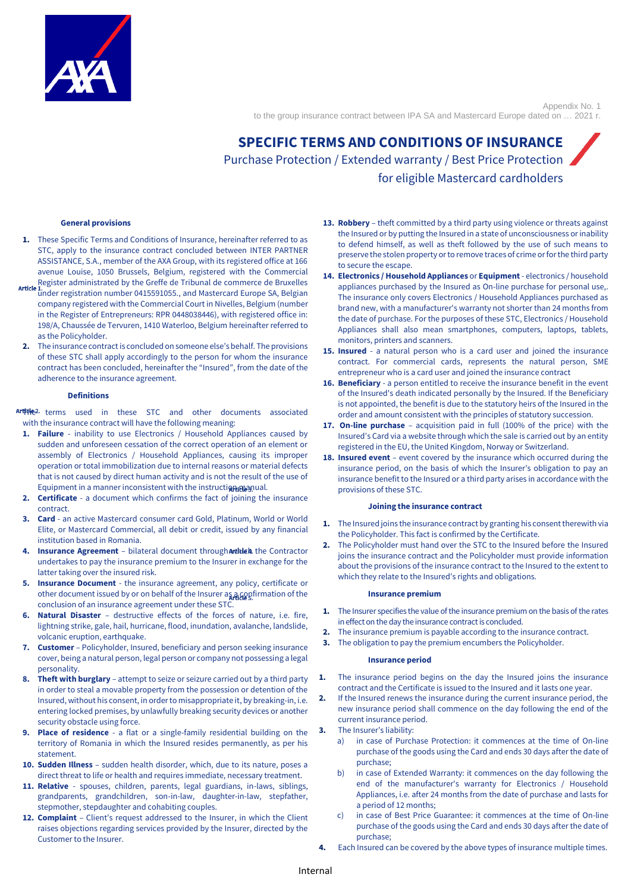Appendix No. 1
to the group insurance contract between IPA SA and Mastercard Europe dated on … 2021 r.

# SPECIFIC TERMS AND CONDITIONS OF INSURANCE

## Purchase Protection / Extended warranty / Best Price Protection for eligible Mastercard cardholders

### Article 1. General provisions

1. These Specific Terms and Conditions of Insurance, hereinafter referred to as STC, apply to the insurance contract concluded between INTER PARTNER ASSISTANCE, S.A., member of the AXA Group, with its registered office at 166 avenue Louise, 1050 Brussels, Belgium, registered with the Commercial Register administrated by the Greffe de Tribunal de commerce de Bruxelles under registration number 0415591055., and Mastercard Europe SA, Belgian company registered with the Commercial Court in Nivelles, Belgium (number in the Register of Entrepreneurs: RPR 0448038446), with registered office in: 198/A, Chaussée de Tervuren, 1410 Waterloo, Belgium hereinafter referred to as the Policyholder.
2. The insurance contract is concluded on someone else's behalf. The provisions of these STC shall apply accordingly to the person for whom the insurance contract has been concluded, hereinafter the "Insured", from the date of the adherence to the insurance agreement.

### Article 2. Definitions

The terms used in these STC and other documents associated with the insurance contract will have the following meaning:

1. **Failure** - inability to use Electronics / Household Appliances caused by sudden and unforeseen cessation of the correct operation of an element or assembly of Electronics / Household Appliances, causing its improper operation or total immobilization due to internal reasons or material defects that is not caused by direct human activity and is not the result of the use of Equipment in a manner inconsistent with the instruction manual.
2. **Certificate** - a document which confirms the fact of joining the insurance contract.
3. **Card** - an active Mastercard consumer card Gold, Platinum, World or World Elite, or Mastercard Commercial, all debit or credit, issued by any financial institution based in Romania.
4. **Insurance Agreement** – bilateral document through which the Contractor undertakes to pay the insurance premium to the Insurer in exchange for the latter taking over the insured risk.
5. **Insurance Document** - the insurance agreement, any policy, certificate or other document issued by or on behalf of the Insurer as a confirmation of the conclusion of an insurance agreement under these STC.
6. **Natural Disaster** – destructive effects of the forces of nature, i.e. fire, lightning strike, gale, hail, hurricane, flood, inundation, avalanche, landslide, volcanic eruption, earthquake.
7. **Customer** – Policyholder, Insured, beneficiary and person seeking insurance cover, being a natural person, legal person or company not possessing a legal personality.
8. **Theft with burglary** – attempt to seize or seizure carried out by a third party in order to steal a movable property from the possession or detention of the Insured, without his consent, in order to misappropriate it, by breaking-in, i.e. entering locked premises, by unlawfully breaking security devices or another security obstacle using force.
9. **Place of residence** - a flat or a single-family residential building on the territory of Romania in which the Insured resides permanently, as per his statement.
10. **Sudden Illness** – sudden health disorder, which, due to its nature, poses a direct threat to life or health and requires immediate, necessary treatment.
11. **Relative** - spouses, children, parents, legal guardians, in-laws, siblings, grandparents, grandchildren, son-in-law, daughter-in-law, stepfather, stepmother, stepdaughter and cohabiting couples.
12. **Complaint** – Client's request addressed to the Insurer, in which the Client raises objections regarding services provided by the Insurer, directed by the Customer to the Insurer.
13. **Robbery** – theft committed by a third party using violence or threats against the Insured or by putting the Insured in a state of unconsciousness or inability to defend himself, as well as theft followed by the use of such means to preserve the stolen property or to remove traces of crime or for the third party to secure the escape.
14. **Electronics / Household Appliances** or **Equipment** - electronics / household appliances purchased by the Insured as On-line purchase for personal use,. The insurance only covers Electronics / Household Appliances purchased as brand new, with a manufacturer's warranty not shorter than 24 months from the date of purchase. For the purposes of these STC, Electronics / Household Appliances shall also mean smartphones, computers, laptops, tablets, monitors, printers and scanners.
15. **Insured** - a natural person who is a card user and joined the insurance contract. For commercial cards, represents the natural person, SME entrepreneur who is a card user and joined the insurance contract
16. **Beneficiary** - a person entitled to receive the insurance benefit in the event of the Insured's death indicated personally by the Insured. If the Beneficiary is not appointed, the benefit is due to the statutory heirs of the Insured in the order and amount consistent with the principles of statutory succession.
17. **On-line purchase** – acquisition paid in full (100% of the price) with the Insured's Card via a website through which the sale is carried out by an entity registered in the EU, the United Kingdom, Norway or Switzerland.
18. **Insured event** – event covered by the insurance which occurred during the insurance period, on the basis of which the Insurer's obligation to pay an insurance benefit to the Insured or a third party arises in accordance with the provisions of these STC.

### Article 3. Joining the insurance contract

1. The Insured joins the insurance contract by granting his consent therewith via the Policyholder. This fact is confirmed by the Certificate.
2. The Policyholder must hand over the STC to the Insured before the Insured joins the insurance contract and the Policyholder must provide information about the provisions of the insurance contract to the Insured to the extent to which they relate to the Insured's rights and obligations.

### Article 4. Insurance premium

1. The Insurer specifies the value of the insurance premium on the basis of the rates in effect on the day the insurance contract is concluded.
2. The insurance premium is payable according to the insurance contract.
3. The obligation to pay the premium encumbers the Policyholder.

### Article 5. Insurance period

1. The insurance period begins on the day the Insured joins the insurance contract and the Certificate is issued to the Insured and it lasts one year.
2. If the Insured renews the insurance during the current insurance period, the new insurance period shall commence on the day following the end of the current insurance period.
3. The Insurer's liability:
   a) in case of Purchase Protection: it commences at the time of On-line purchase of the goods using the Card and ends 30 days after the date of purchase;
   b) in case of Extended Warranty: it commences on the day following the end of the manufacturer's warranty for Electronics / Household Appliances, i.e. after 24 months from the date of purchase and lasts for a period of 12 months;
   c) in case of Best Price Guarantee: it commences at the time of On-line purchase of the goods using the Card and ends 30 days after the date of purchase;
4. Each Insured can be covered by the above types of insurance multiple times.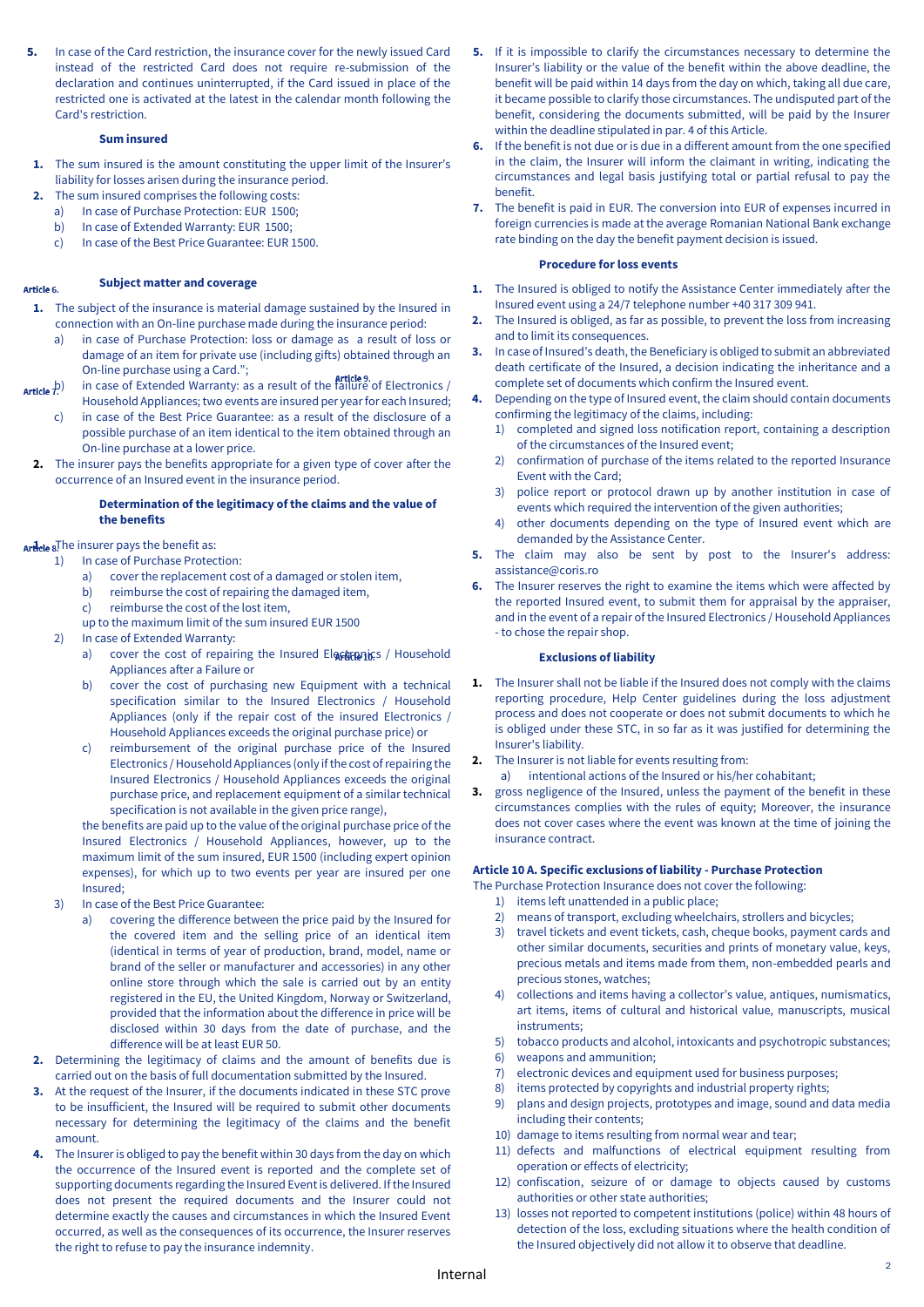5. In case of the Card restriction, the insurance cover for the newly issued Card instead of the restricted Card does not require re-submission of the declaration and continues uninterrupted, if the Card issued in place of the restricted one is activated at the latest in the calendar month following the Card's restriction.

### Sum insured

1. The sum insured is the amount constituting the upper limit of the Insurer's liability for losses arisen during the insurance period.
2. The sum insured comprises the following costs:
   a) In case of Purchase Protection: EUR 1500;
   b) In case of Extended Warranty: EUR 1500;
   c) In case of the Best Price Guarantee: EUR 1500.

### Article 6. Subject matter and coverage

1. The subject of the insurance is material damage sustained by the Insured in connection with an On-line purchase made during the insurance period:
   a) in case of Purchase Protection: loss or damage as a result of loss or damage of an item for private use (including gifts) obtained through an On-line purchase using a Card.";
   b) in case of Extended Warranty: as a result of the failure of Electronics / Household Appliances; two events are insured per year for each Insured;
   c) in case of the Best Price Guarantee: as a result of the disclosure of a possible purchase of an item identical to the item obtained through an On-line purchase at a lower price.
2. The insurer pays the benefits appropriate for a given type of cover after the occurrence of an Insured event in the insurance period.

### Article 7. Determination of the legitimacy of the claims and the value of the benefits

1. The insurer pays the benefit as:
   1) In case of Purchase Protection:
      a) cover the replacement cost of a damaged or stolen item,
      b) reimburse the cost of repairing the damaged item,
      c) reimburse the cost of the lost item,

      up to the maximum limit of the sum insured EUR 1500
   2) In case of Extended Warranty:
      a) cover the cost of repairing the Insured Electronics / Household Appliances after a Failure or
      b) cover the cost of purchasing new Equipment with a technical specification similar to the Insured Electronics / Household Appliances (only if the repair cost of the insured Electronics / Household Appliances exceeds the original purchase price) or
      c) reimbursement of the original purchase price of the Insured Electronics / Household Appliances (only if the cost of repairing the Insured Electronics / Household Appliances exceeds the original purchase price, and replacement equipment of a similar technical specification is not available in the given price range),

      the benefits are paid up to the value of the original purchase price of the Insured Electronics / Household Appliances, however, up to the maximum limit of the sum insured, EUR 1500 (including expert opinion expenses), for which up to two events per year are insured per one Insured;
   3) In case of the Best Price Guarantee:
      a) covering the difference between the price paid by the Insured for the covered item and the selling price of an identical item (identical in terms of year of production, brand, model, name or brand of the seller or manufacturer and accessories) in any other online store through which the sale is carried out by an entity registered in the EU, the United Kingdom, Norway or Switzerland, provided that the information about the difference in price will be disclosed within 30 days from the date of purchase, and the difference will be at least EUR 50.
2. Determining the legitimacy of claims and the amount of benefits due is carried out on the basis of full documentation submitted by the Insured.
3. At the request of the Insurer, if the documents indicated in these STC prove to be insufficient, the Insured will be required to submit other documents necessary for determining the legitimacy of the claims and the benefit amount.
4. The Insurer is obliged to pay the benefit within 30 days from the day on which the occurrence of the Insured event is reported and the complete set of supporting documents regarding the Insured Event is delivered. If the Insured does not present the required documents and the Insurer could not determine exactly the causes and circumstances in which the Insured Event occurred, as well as the consequences of its occurrence, the Insurer reserves the right to refuse to pay the insurance indemnity.
5. If it is impossible to clarify the circumstances necessary to determine the Insurer's liability or the value of the benefit within the above deadline, the benefit will be paid within 14 days from the day on which, taking all due care, it became possible to clarify those circumstances. The undisputed part of the benefit, considering the documents submitted, will be paid by the Insurer within the deadline stipulated in par. 4 of this Article.
6. If the benefit is not due or is due in a different amount from the one specified in the claim, the Insurer will inform the claimant in writing, indicating the circumstances and legal basis justifying total or partial refusal to pay the benefit.
7. The benefit is paid in EUR. The conversion into EUR of expenses incurred in foreign currencies is made at the average Romanian National Bank exchange rate binding on the day the benefit payment decision is issued.

### Article 8. Procedure for loss events

1. The Insured is obliged to notify the Assistance Center immediately after the Insured event using a 24/7 telephone number +40 317 309 941.
2. The Insured is obliged, as far as possible, to prevent the loss from increasing and to limit its consequences.
3. In case of Insured's death, the Beneficiary is obliged to submit an abbreviated death certificate of the Insured, a decision indicating the inheritance and a complete set of documents which confirm the Insured event.
4. Depending on the type of Insured event, the claim should contain documents confirming the legitimacy of the claims, including:
   1) completed and signed loss notification report, containing a description of the circumstances of the Insured event;
   2) confirmation of purchase of the items related to the reported Insurance Event with the Card;
   3) police report or protocol drawn up by another institution in case of events which required the intervention of the given authorities;
   4) other documents depending on the type of Insured event which are demanded by the Assistance Center.
5. The claim may also be sent by post to the Insurer's address: assistance@coris.ro
6. The Insurer reserves the right to examine the items which were affected by the reported Insured event, to submit them for appraisal by the appraiser, and in the event of a repair of the Insured Electronics / Household Appliances - to chose the repair shop.

### Article 9. Exclusions of liability

1. The Insurer shall not be liable if the Insured does not comply with the claims reporting procedure, Help Center guidelines during the loss adjustment process and does not cooperate or does not submit documents to which he is obliged under these STC, in so far as it was justified for determining the Insurer's liability.
2. The Insurer is not liable for events resulting from:
   a) intentional actions of the Insured or his/her cohabitant;
3. gross negligence of the Insured, unless the payment of the benefit in these circumstances complies with the rules of equity; Moreover, the insurance does not cover cases where the event was known at the time of joining the insurance contract.

### Article 10 A. Specific exclusions of liability - Purchase Protection

The Purchase Protection Insurance does not cover the following:

1) items left unattended in a public place;
2) means of transport, excluding wheelchairs, strollers and bicycles;
3) travel tickets and event tickets, cash, cheque books, payment cards and other similar documents, securities and prints of monetary value, keys, precious metals and items made from them, non-embedded pearls and precious stones, watches;
4) collections and items having a collector's value, antiques, numismatics, art items, items of cultural and historical value, manuscripts, musical instruments;
5) tobacco products and alcohol, intoxicants and psychotropic substances;
6) weapons and ammunition;
7) electronic devices and equipment used for business purposes;
8) items protected by copyrights and industrial property rights;
9) plans and design projects, prototypes and image, sound and data media including their contents;
10) damage to items resulting from normal wear and tear;
11) defects and malfunctions of electrical equipment resulting from operation or effects of electricity;
12) confiscation, seizure of or damage to objects caused by customs authorities or other state authorities;
13) losses not reported to competent institutions (police) within 48 hours of detection of the loss, excluding situations where the health condition of the Insured objectively did not allow it to observe that deadline.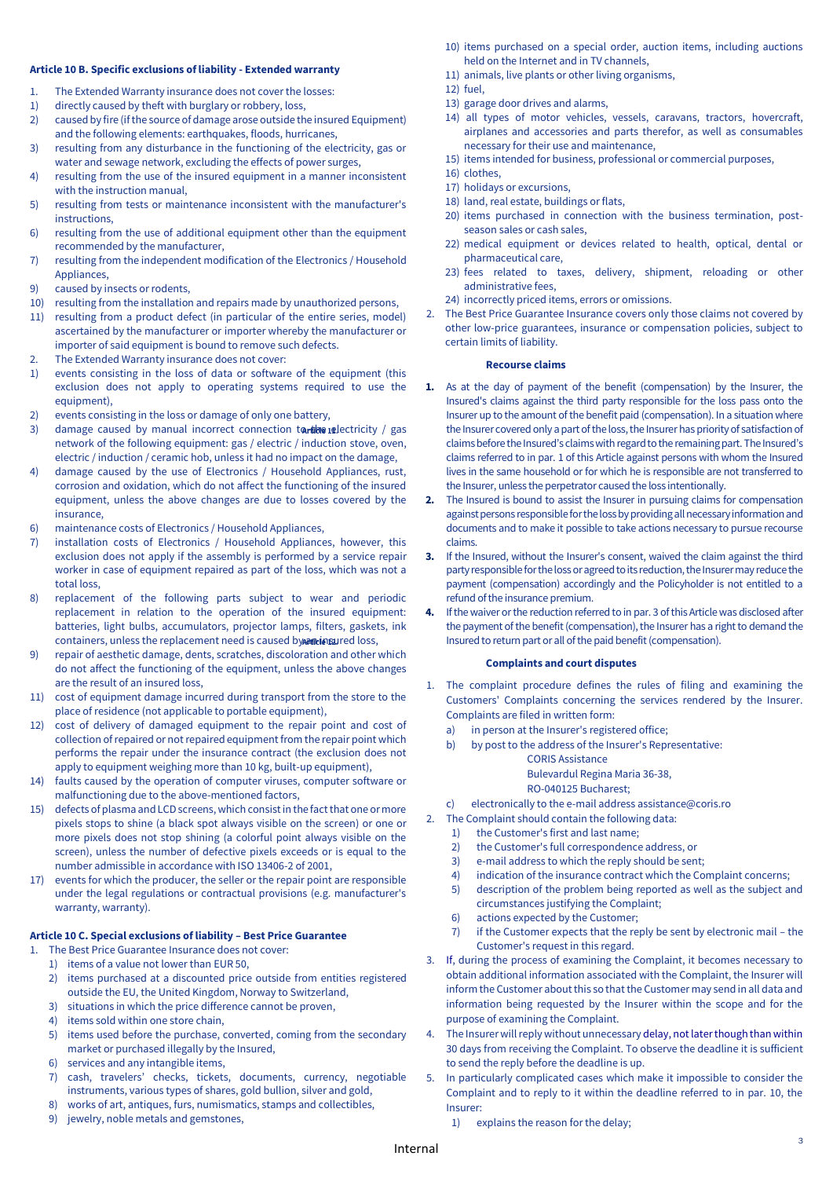### Article 10 B. Specific exclusions of liability - Extended warranty

1. The Extended Warranty insurance does not cover the losses:
1) directly caused by theft with burglary or robbery, loss,
2) caused by fire (if the source of damage arose outside the insured Equipment) and the following elements: earthquakes, floods, hurricanes,
3) resulting from any disturbance in the functioning of the electricity, gas or water and sewage network, excluding the effects of power surges,
4) resulting from the use of the insured equipment in a manner inconsistent with the instruction manual,
5) resulting from tests or maintenance inconsistent with the manufacturer's instructions,
6) resulting from the use of additional equipment other than the equipment recommended by the manufacturer,
7) resulting from the independent modification of the Electronics / Household Appliances,
9) caused by insects or rodents,
10) resulting from the installation and repairs made by unauthorized persons,
11) resulting from a product defect (in particular of the entire series, model) ascertained by the manufacturer or importer whereby the manufacturer or importer of said equipment is bound to remove such defects.
2. The Extended Warranty insurance does not cover:
1) events consisting in the loss of data or software of the equipment (this exclusion does not apply to operating systems required to use the equipment),
2) events consisting in the loss or damage of only one battery,
3) damage caused by manual incorrect connection to the electricity / gas network of the following equipment: gas / electric / induction stove, oven, electric / induction / ceramic hob, unless it had no impact on the damage,
4) damage caused by the use of Electronics / Household Appliances, rust, corrosion and oxidation, which do not affect the functioning of the insured equipment, unless the above changes are due to losses covered by the insurance,
6) maintenance costs of Electronics / Household Appliances,
7) installation costs of Electronics / Household Appliances, however, this exclusion does not apply if the assembly is performed by a service repair worker in case of equipment repaired as part of the loss, which was not a total loss,
8) replacement of the following parts subject to wear and periodic replacement in relation to the operation of the insured equipment: batteries, light bulbs, accumulators, projector lamps, filters, gaskets, ink containers, unless the replacement need is caused by an insured loss,
9) repair of aesthetic damage, dents, scratches, discoloration and other which do not affect the functioning of the equipment, unless the above changes are the result of an insured loss,
11) cost of equipment damage incurred during transport from the store to the place of residence (not applicable to portable equipment),
12) cost of delivery of damaged equipment to the repair point and cost of collection of repaired or not repaired equipment from the repair point which performs the repair under the insurance contract (the exclusion does not apply to equipment weighing more than 10 kg, built-up equipment),
14) faults caused by the operation of computer viruses, computer software or malfunctioning due to the above-mentioned factors,
15) defects of plasma and LCD screens, which consist in the fact that one or more pixels stops to shine (a black spot always visible on the screen) or one or more pixels does not stop shining (a colorful point always visible on the screen), unless the number of defective pixels exceeds or is equal to the number admissible in accordance with ISO 13406-2 of 2001,
17) events for which the producer, the seller or the repair point are responsible under the legal regulations or contractual provisions (e.g. manufacturer's warranty, warranty).

### Article 10 C. Special exclusions of liability – Best Price Guarantee

1. The Best Price Guarantee Insurance does not cover:
   1) items of a value not lower than EUR 50,
   2) items purchased at a discounted price outside from entities registered outside the EU, the United Kingdom, Norway to Switzerland,
   3) situations in which the price difference cannot be proven,
   4) items sold within one store chain,
   5) items used before the purchase, converted, coming from the secondary market or purchased illegally by the Insured,
   6) services and any intangible items,
   7) cash, travelers' checks, tickets, documents, currency, negotiable instruments, various types of shares, gold bullion, silver and gold,
   8) works of art, antiques, furs, numismatics, stamps and collectibles,
   9) jewelry, noble metals and gemstones,
   10) items purchased on a special order, auction items, including auctions held on the Internet and in TV channels,
   11) animals, live plants or other living organisms,
   12) fuel,
   13) garage door drives and alarms,
   14) all types of motor vehicles, vessels, caravans, tractors, hovercraft, airplanes and accessories and parts therefor, as well as consumables necessary for their use and maintenance,
   15) items intended for business, professional or commercial purposes,
   16) clothes,
   17) holidays or excursions,
   18) land, real estate, buildings or flats,
   20) items purchased in connection with the business termination, post-season sales or cash sales,
   22) medical equipment or devices related to health, optical, dental or pharmaceutical care,
   23) fees related to taxes, delivery, shipment, reloading or other administrative fees,
   24) incorrectly priced items, errors or omissions.
2. The Best Price Guarantee Insurance covers only those claims not covered by other low-price guarantees, insurance or compensation policies, subject to certain limits of liability.

#### Recourse claims

1. As at the day of payment of the benefit (compensation) by the Insurer, the Insured's claims against the third party responsible for the loss pass onto the Insurer up to the amount of the benefit paid (compensation). In a situation where the Insurer covered only a part of the loss, the Insurer has priority of satisfaction of claims before the Insured's claims with regard to the remaining part. The Insured's claims referred to in par. 1 of this Article against persons with whom the Insured lives in the same household or for which he is responsible are not transferred to the Insurer, unless the perpetrator caused the loss intentionally.
2. The Insured is bound to assist the Insurer in pursuing claims for compensation against persons responsible for the loss by providing all necessary information and documents and to make it possible to take actions necessary to pursue recourse claims.
3. If the Insured, without the Insurer's consent, waived the claim against the third party responsible for the loss or agreed to its reduction, the Insurer may reduce the payment (compensation) accordingly and the Policyholder is not entitled to a refund of the insurance premium.
4. If the waiver or the reduction referred to in par. 3 of this Article was disclosed after the payment of the benefit (compensation), the Insurer has a right to demand the Insured to return part or all of the paid benefit (compensation).

#### Complaints and court disputes

1. The complaint procedure defines the rules of filing and examining the Customers' Complaints concerning the services rendered by the Insurer. Complaints are filed in written form:
   a) in person at the Insurer's registered office;
   b) by post to the address of the Insurer's Representative:
      CORIS Assistance
      Bulevardul Regina Maria 36-38,
      RO-040125 Bucharest;
   c) electronically to the e-mail address assistance@coris.ro
2. The Complaint should contain the following data:
   1) the Customer's first and last name;
   2) the Customer's full correspondence address, or
   3) e-mail address to which the reply should be sent;
   4) indication of the insurance contract which the Complaint concerns;
   5) description of the problem being reported as well as the subject and circumstances justifying the Complaint;
   6) actions expected by the Customer;
   7) if the Customer expects that the reply be sent by electronic mail – the Customer's request in this regard.
3. If, during the process of examining the Complaint, it becomes necessary to obtain additional information associated with the Complaint, the Insurer will inform the Customer about this so that the Customer may send in all data and information being requested by the Insurer within the scope and for the purpose of examining the Complaint.
4. The Insurer will reply without unnecessary delay, not later though than within 30 days from receiving the Complaint. To observe the deadline it is sufficient to send the reply before the deadline is up.
5. In particularly complicated cases which make it impossible to consider the Complaint and to reply to it within the deadline referred to in par. 10, the Insurer:
   1) explains the reason for the delay;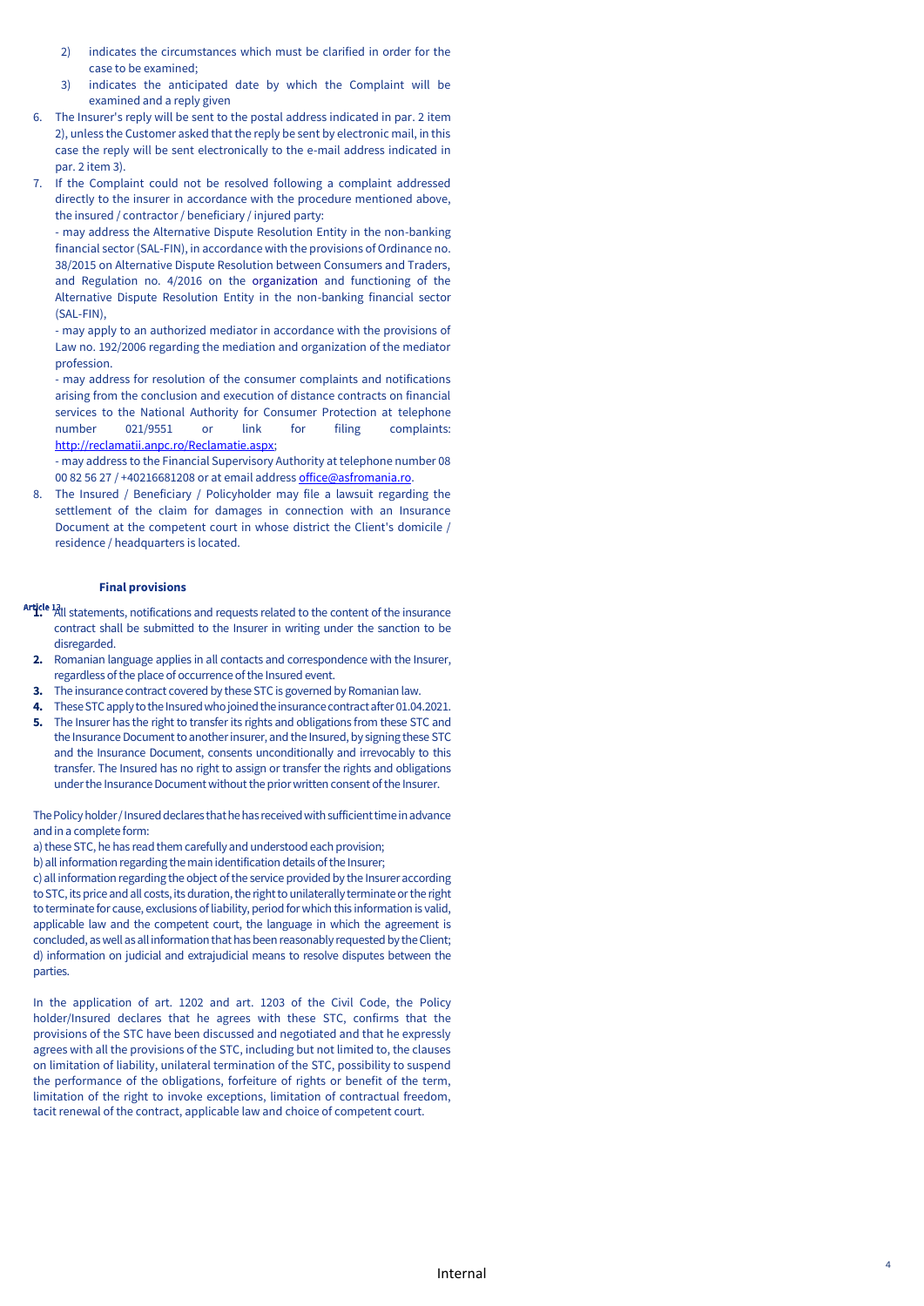2) indicates the circumstances which must be clarified in order for the case to be examined;
3) indicates the anticipated date by which the Complaint will be examined and a reply given

6. The Insurer's reply will be sent to the postal address indicated in par. 2 item 2), unless the Customer asked that the reply be sent by electronic mail, in this case the reply will be sent electronically to the e-mail address indicated in par. 2 item 3).
7. If the Complaint could not be resolved following a complaint addressed directly to the insurer in accordance with the procedure mentioned above, the insured / contractor / beneficiary / injured party:

   - may address the Alternative Dispute Resolution Entity in the non-banking financial sector (SAL-FIN), in accordance with the provisions of Ordinance no. 38/2015 on Alternative Dispute Resolution between Consumers and Traders, and Regulation no. 4/2016 on the organization and functioning of the Alternative Dispute Resolution Entity in the non-banking financial sector (SAL-FIN),
   - may apply to an authorized mediator in accordance with the provisions of Law no. 192/2006 regarding the mediation and organization of the mediator profession.
   - may address for resolution of the consumer complaints and notifications arising from the conclusion and execution of distance contracts on financial services to the National Authority for Consumer Protection at telephone number 021/9551 or link for filing complaints: http://reclamatii.anpc.ro/Reclamatie.aspx;
   - may address to the Financial Supervisory Authority at telephone number 08 00 82 56 27 / +40216681208 or at email address office@asfromania.ro.

8. The Insured / Beneficiary / Policyholder may file a lawsuit regarding the settlement of the claim for damages in connection with an Insurance Document at the competent court in whose district the Client's domicile / residence / headquarters is located.

### Final provisions

**Article 13**

**1.** All statements, notifications and requests related to the content of the insurance contract shall be submitted to the Insurer in writing under the sanction to be disregarded.
**2.** Romanian language applies in all contacts and correspondence with the Insurer, regardless of the place of occurrence of the Insured event.
**3.** The insurance contract covered by these STC is governed by Romanian law.
**4.** These STC apply to the Insured who joined the insurance contract after 01.04.2021.
**5.** The Insurer has the right to transfer its rights and obligations from these STC and the Insurance Document to another insurer, and the Insured, by signing these STC and the Insurance Document, consents unconditionally and irrevocably to this transfer. The Insured has no right to assign or transfer the rights and obligations under the Insurance Document without the prior written consent of the Insurer.

The Policy holder / Insured declares that he has received with sufficient time in advance and in a complete form:
a) these STC, he has read them carefully and understood each provision;
b) all information regarding the main identification details of the Insurer;
c) all information regarding the object of the service provided by the Insurer according to STC, its price and all costs, its duration, the right to unilaterally terminate or the right to terminate for cause, exclusions of liability, period for which this information is valid, applicable law and the competent court, the language in which the agreement is concluded, as well as all information that has been reasonably requested by the Client;
d) information on judicial and extrajudicial means to resolve disputes between the parties.

In the application of art. 1202 and art. 1203 of the Civil Code, the Policy holder/Insured declares that he agrees with these STC, confirms that the provisions of the STC have been discussed and negotiated and that he expressly agrees with all the provisions of the STC, including but not limited to, the clauses on limitation of liability, unilateral termination of the STC, possibility to suspend the performance of the obligations, forfeiture of rights or benefit of the term, limitation of the right to invoke exceptions, limitation of contractual freedom, tacit renewal of the contract, applicable law and choice of competent court.